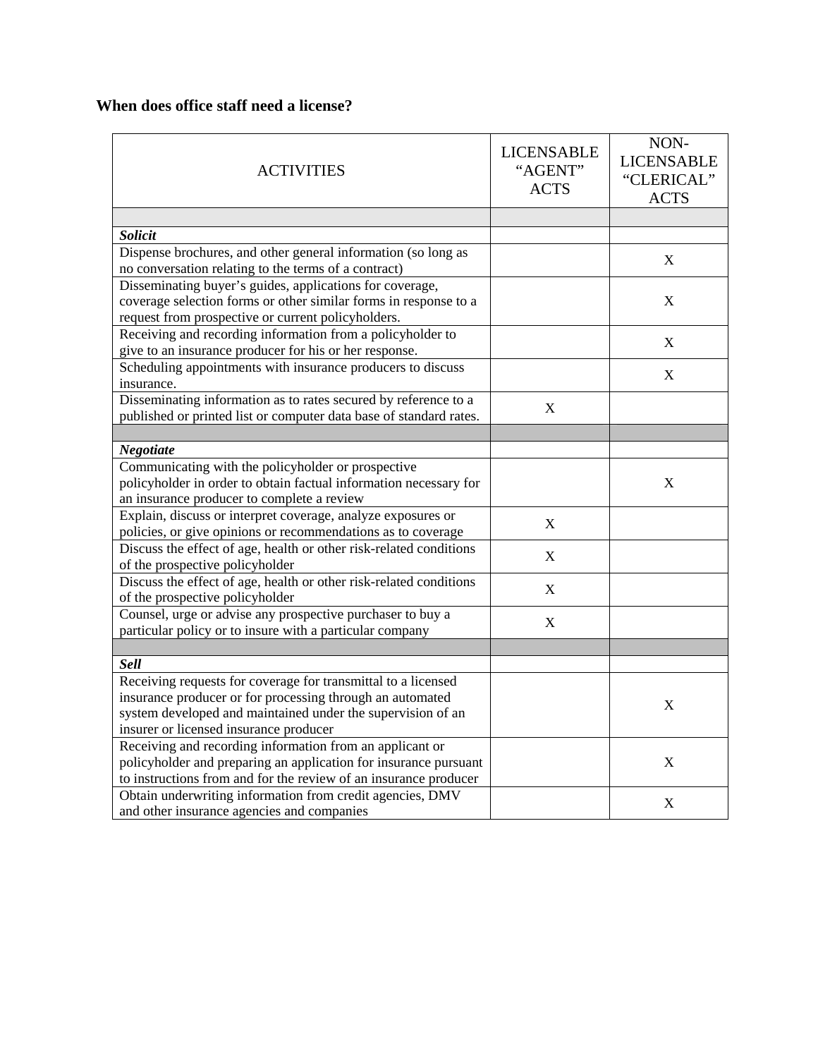**When does office staff need a license?**

| ACTIVITIES | LICENSABLE "AGENT" ACTS | NON-LICENSABLE "CLERICAL" ACTS |
|---|---|---|
| | | |
| ***Solicit*** | | |
| Dispense brochures, and other general information (so long as no conversation relating to the terms of a contract) | | X |
| Disseminating buyer's guides, applications for coverage, coverage selection forms or other similar forms in response to a request from prospective or current policyholders. | | X |
| Receiving and recording information from a policyholder to give to an insurance producer for his or her response. | | X |
| Scheduling appointments with insurance producers to discuss insurance. | | X |
| Disseminating information as to rates secured by reference to a published or printed list or computer data base of standard rates. | X | |
| | | |
| ***Negotiate*** | | |
| Communicating with the policyholder or prospective policyholder in order to obtain factual information necessary for an insurance producer to complete a review | | X |
| Explain, discuss or interpret coverage, analyze exposures or policies, or give opinions or recommendations as to coverage | X | |
| Discuss the effect of age, health or other risk-related conditions of the prospective policyholder | X | |
| Discuss the effect of age, health or other risk-related conditions of the prospective policyholder | X | |
| Counsel, urge or advise any prospective purchaser to buy a particular policy or to insure with a particular company | X | |
| | | |
| ***Sell*** | | |
| Receiving requests for coverage for transmittal to a licensed insurance producer or for processing through an automated system developed and maintained under the supervision of an insurer or licensed insurance producer | | X |
| Receiving and recording information from an applicant or policyholder and preparing an application for insurance pursuant to instructions from and for the review of an insurance producer | | X |
| Obtain underwriting information from credit agencies, DMV and other insurance agencies and companies | | X |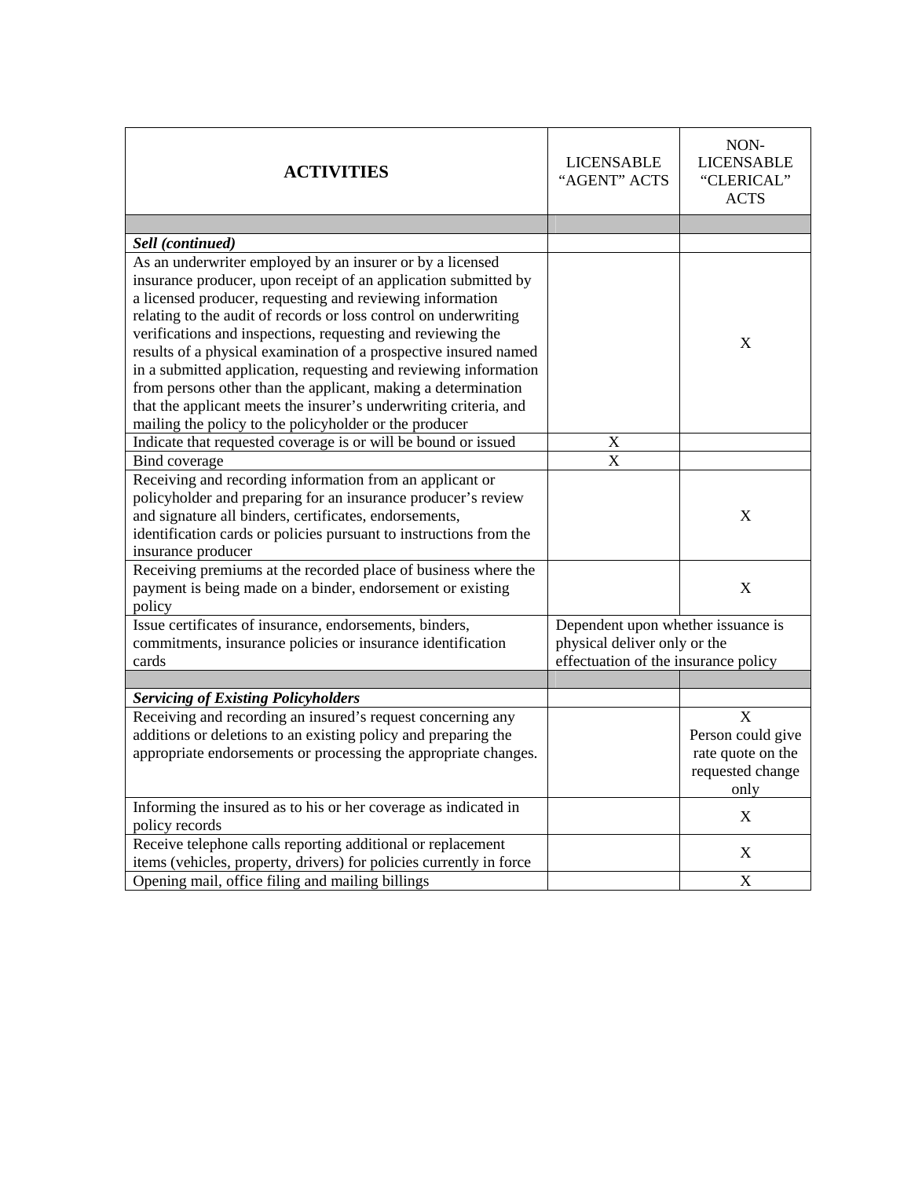| ACTIVITIES | LICENSABLE "AGENT" ACTS | NON-LICENSABLE "CLERICAL" ACTS |
|---|---|---|
| | | |
| ***Sell (continued)*** | | |
| As an underwriter employed by an insurer or by a licensed insurance producer, upon receipt of an application submitted by a licensed producer, requesting and reviewing information relating to the audit of records or loss control on underwriting verifications and inspections, requesting and reviewing the results of a physical examination of a prospective insured named in a submitted application, requesting and reviewing information from persons other than the applicant, making a determination that the applicant meets the insurer's underwriting criteria, and mailing the policy to the policyholder or the producer | | X |
| Indicate that requested coverage is or will be bound or issued | X | |
| Bind coverage | X | |
| Receiving and recording information from an applicant or policyholder and preparing for an insurance producer's review and signature all binders, certificates, endorsements, identification cards or policies pursuant to instructions from the insurance producer | | X |
| Receiving premiums at the recorded place of business where the payment is being made on a binder, endorsement or existing policy | | X |
| Issue certificates of insurance, endorsements, binders, commitments, insurance policies or insurance identification cards | Dependent upon whether issuance is physical deliver only or the effectuation of the insurance policy | |
| | | |
| ***Servicing of Existing Policyholders*** | | |
| Receiving and recording an insured's request concerning any additions or deletions to an existing policy and preparing the appropriate endorsements or processing the appropriate changes. | | X Person could give rate quote on the requested change only |
| Informing the insured as to his or her coverage as indicated in policy records | | X |
| Receive telephone calls reporting additional or replacement items (vehicles, property, drivers) for policies currently in force | | X |
| Opening mail, office filing and mailing billings | | X |